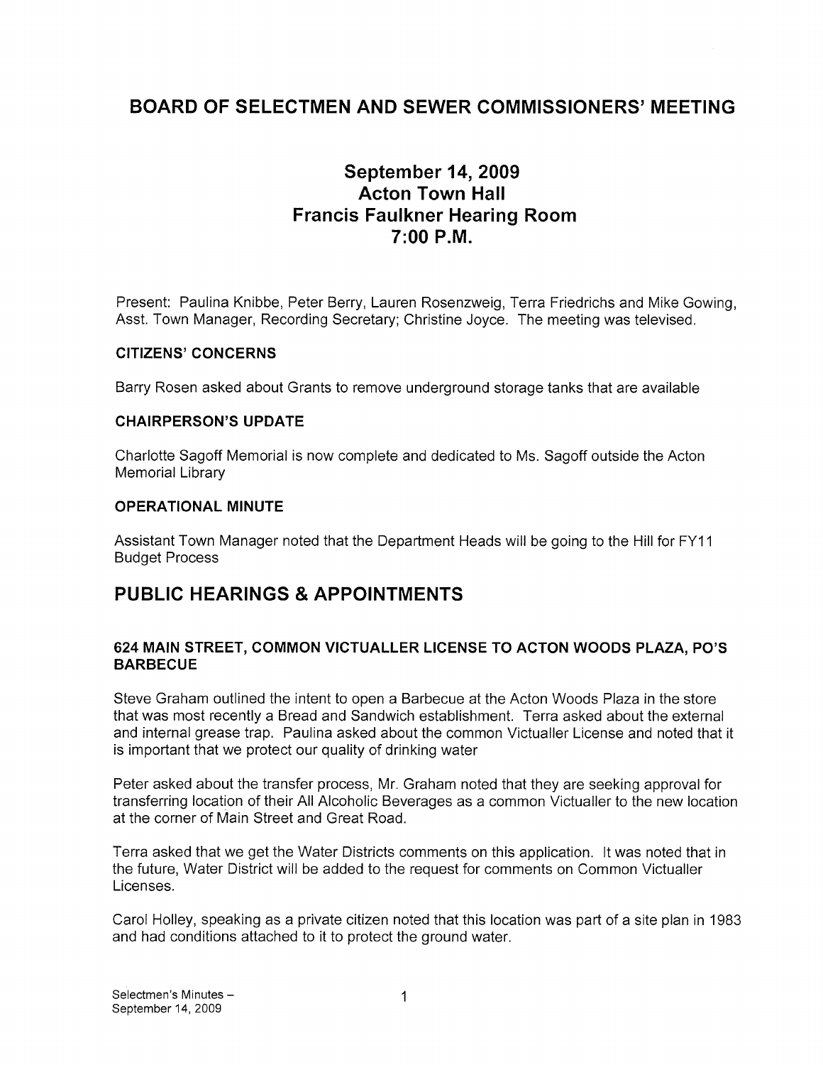# BOARD OF SELECTMEN AND SEWER COMMISSIONERS' MEETING

## September 14, 2009
## Acton Town Hall
## Francis Faulkner Hearing Room
## 7:00 P.M.

Present: Paulina Knibbe, Peter Berry, Lauren Rosenzweig, Terra Friedrichs and Mike Gowing, Asst. Town Manager, Recording Secretary; Christine Joyce. The meeting was televised.

### CITIZENS' CONCERNS

Barry Rosen asked about Grants to remove underground storage tanks that are available

### CHAIRPERSON'S UPDATE

Charlotte Sagoff Memorial is now complete and dedicated to Ms. Sagoff outside the Acton Memorial Library

### OPERATIONAL MINUTE

Assistant Town Manager noted that the Department Heads will be going to the Hill for FY11 Budget Process

## PUBLIC HEARINGS & APPOINTMENTS

### 624 MAIN STREET, COMMON VICTUALLER LICENSE TO ACTON WOODS PLAZA, PO'S BARBECUE

Steve Graham outlined the intent to open a Barbecue at the Acton Woods Plaza in the store that was most recently a Bread and Sandwich establishment. Terra asked about the external and internal grease trap. Paulina asked about the common Victualler License and noted that it is important that we protect our quality of drinking water

Peter asked about the transfer process, Mr. Graham noted that they are seeking approval for transferring location of their All Alcoholic Beverages as a common Victualler to the new location at the corner of Main Street and Great Road.

Terra asked that we get the Water Districts comments on this application. It was noted that in the future, Water District will be added to the request for comments on Common Victualler Licenses.

Carol Holley, speaking as a private citizen noted that this location was part of a site plan in 1983 and had conditions attached to it to protect the ground water.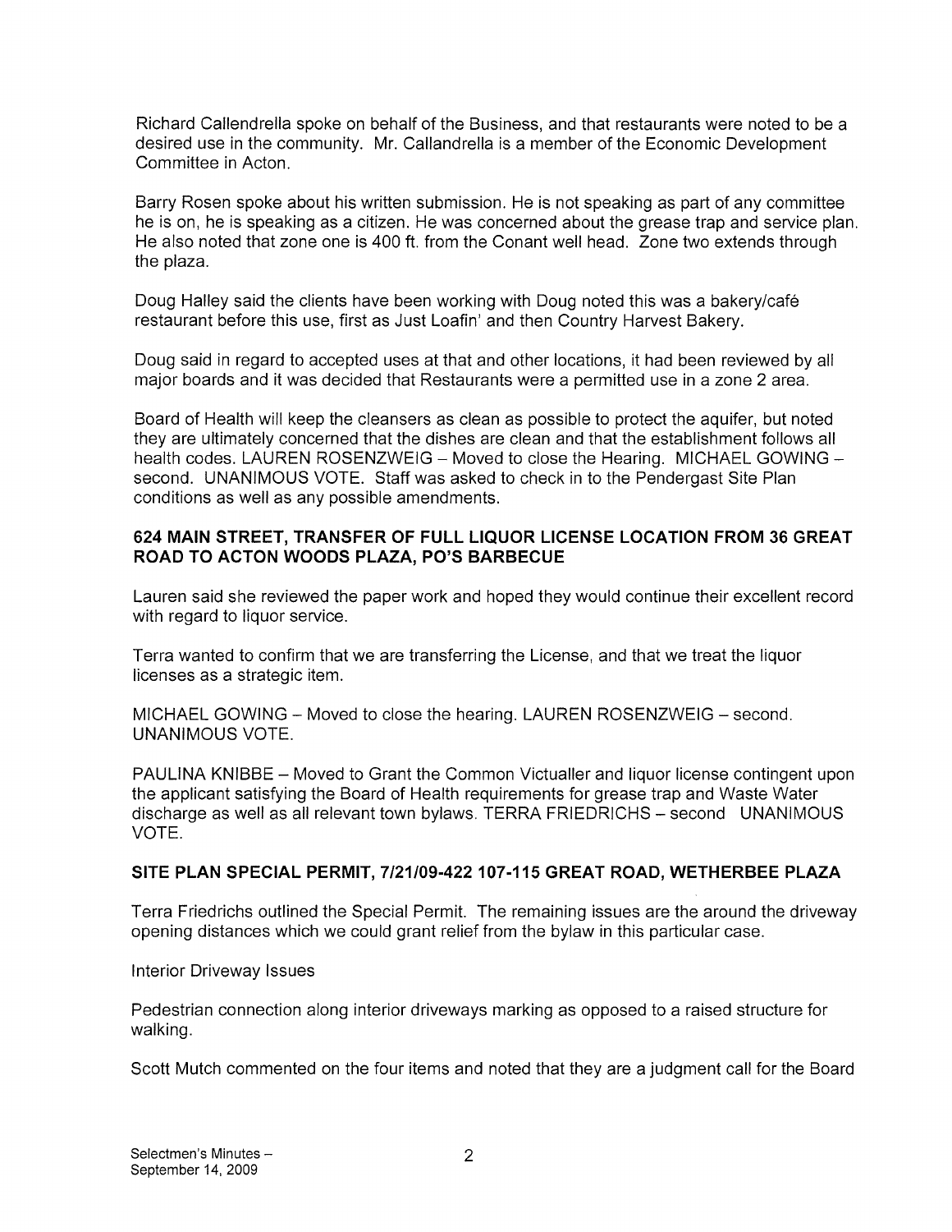Richard Callendrella spoke on behalf of the Business, and that restaurants were noted to be a desired use in the community. Mr. Callandrella is a member of the Economic Development Committee in Acton.

Barry Rosen spoke about his written submission. He is not speaking as part of any committee he is on, he is speaking as a citizen. He was concerned about the grease trap and service plan. He also noted that zone one is 400 ft. from the Conant well head. Zone two extends through the plaza.

Doug Halley said the clients have been working with Doug noted this was a bakery/café restaurant before this use, first as Just Loafin' and then Country Harvest Bakery.

Doug said in regard to accepted uses at that and other locations, it had been reviewed by all major boards and it was decided that Restaurants were a permitted use in a zone 2 area.

Board of Health will keep the cleansers as clean as possible to protect the aquifer, but noted they are ultimately concerned that the dishes are clean and that the establishment follows all health codes. LAUREN ROSENZWEIG – Moved to close the Hearing. MICHAEL GOWING – second. UNANIMOUS VOTE. Staff was asked to check in to the Pendergast Site Plan conditions as well as any possible amendments.

**624 MAIN STREET, TRANSFER OF FULL LIQUOR LICENSE LOCATION FROM 36 GREAT ROAD TO ACTON WOODS PLAZA, PO'S BARBECUE**

Lauren said she reviewed the paper work and hoped they would continue their excellent record with regard to liquor service.

Terra wanted to confirm that we are transferring the License, and that we treat the liquor licenses as a strategic item.

MICHAEL GOWING – Moved to close the hearing. LAUREN ROSENZWEIG – second. UNANIMOUS VOTE.

PAULINA KNIBBE – Moved to Grant the Common Victualler and liquor license contingent upon the applicant satisfying the Board of Health requirements for grease trap and Waste Water discharge as well as all relevant town bylaws. TERRA FRIEDRICHS – second UNANIMOUS VOTE.

**SITE PLAN SPECIAL PERMIT, 7/21/09-422 107-115 GREAT ROAD, WETHERBEE PLAZA**

Terra Friedrichs outlined the Special Permit. The remaining issues are the around the driveway opening distances which we could grant relief from the bylaw in this particular case.

Interior Driveway Issues

Pedestrian connection along interior driveways marking as opposed to a raised structure for walking.

Scott Mutch commented on the four items and noted that they are a judgment call for the Board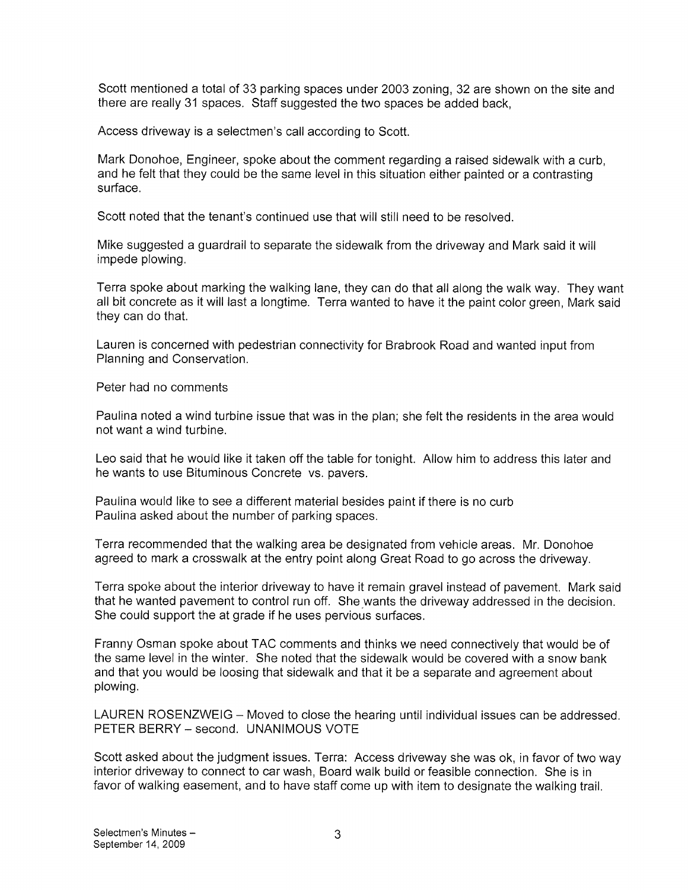Scott mentioned a total of 33 parking spaces under 2003 zoning, 32 are shown on the site and there are really 31 spaces. Staff suggested the two spaces be added back,

Access driveway is a selectmen's call according to Scott.

Mark Donohoe, Engineer, spoke about the comment regarding a raised sidewalk with a curb, and he felt that they could be the same level in this situation either painted or a contrasting surface.

Scott noted that the tenant's continued use that will still need to be resolved.

Mike suggested a guardrail to separate the sidewalk from the driveway and Mark said it will impede plowing.

Terra spoke about marking the walking lane, they can do that all along the walk way. They want all bit concrete as it will last a longtime. Terra wanted to have it the paint color green, Mark said they can do that.

Lauren is concerned with pedestrian connectivity for Brabrook Road and wanted input from Planning and Conservation.

Peter had no comments

Paulina noted a wind turbine issue that was in the plan; she felt the residents in the area would not want a wind turbine.

Leo said that he would like it taken off the table for tonight. Allow him to address this later and he wants to use Bituminous Concrete vs. pavers.

Paulina would like to see a different material besides paint if there is no curb
Paulina asked about the number of parking spaces.

Terra recommended that the walking area be designated from vehicle areas. Mr. Donohoe agreed to mark a crosswalk at the entry point along Great Road to go across the driveway.

Terra spoke about the interior driveway to have it remain gravel instead of pavement. Mark said that he wanted pavement to control run off. She wants the driveway addressed in the decision. She could support the at grade if he uses pervious surfaces.

Franny Osman spoke about TAC comments and thinks we need connectively that would be of the same level in the winter. She noted that the sidewalk would be covered with a snow bank and that you would be loosing that sidewalk and that it be a separate and agreement about plowing.

LAUREN ROSENZWEIG – Moved to close the hearing until individual issues can be addressed. PETER BERRY – second. UNANIMOUS VOTE

Scott asked about the judgment issues. Terra: Access driveway she was ok, in favor of two way interior driveway to connect to car wash, Board walk build or feasible connection. She is in favor of walking easement, and to have staff come up with item to designate the walking trail.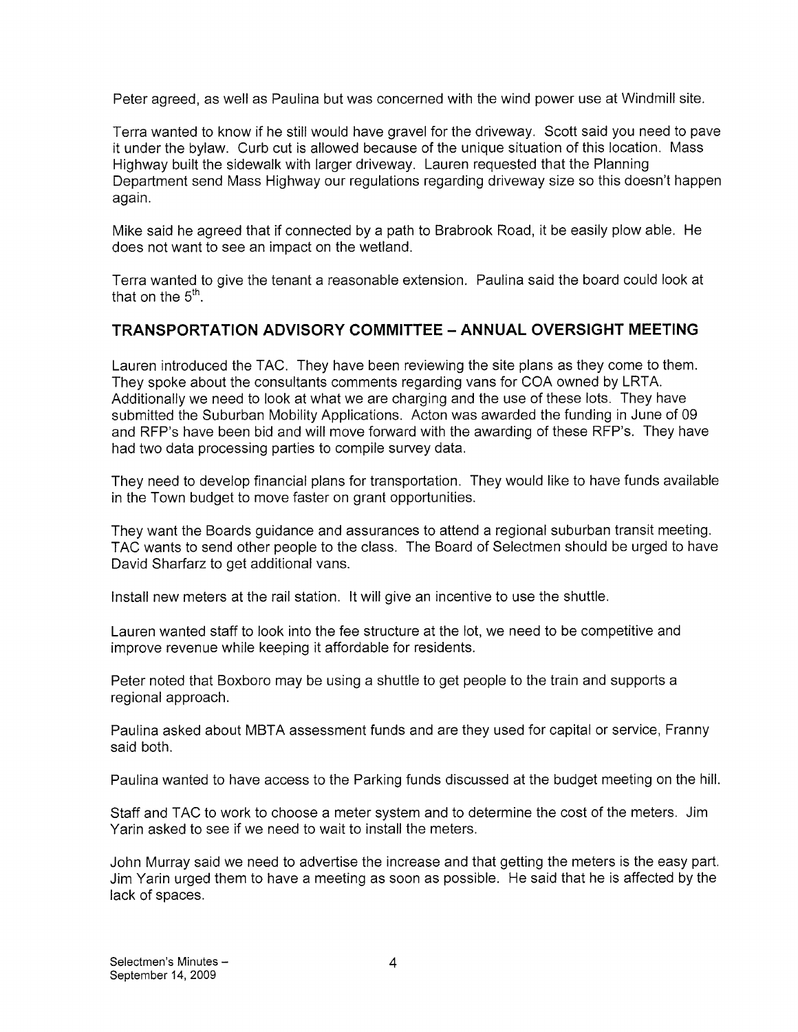Peter agreed, as well as Paulina but was concerned with the wind power use at Windmill site.

Terra wanted to know if he still would have gravel for the driveway. Scott said you need to pave it under the bylaw. Curb cut is allowed because of the unique situation of this location. Mass Highway built the sidewalk with larger driveway. Lauren requested that the Planning Department send Mass Highway our regulations regarding driveway size so this doesn't happen again.

Mike said he agreed that if connected by a path to Brabrook Road, it be easily plow able. He does not want to see an impact on the wetland.

Terra wanted to give the tenant a reasonable extension. Paulina said the board could look at that on the 5th.

## TRANSPORTATION ADVISORY COMMITTEE – ANNUAL OVERSIGHT MEETING

Lauren introduced the TAC. They have been reviewing the site plans as they come to them. They spoke about the consultants comments regarding vans for COA owned by LRTA. Additionally we need to look at what we are charging and the use of these lots. They have submitted the Suburban Mobility Applications. Acton was awarded the funding in June of 09 and RFP's have been bid and will move forward with the awarding of these RFP's. They have had two data processing parties to compile survey data.

They need to develop financial plans for transportation. They would like to have funds available in the Town budget to move faster on grant opportunities.

They want the Boards guidance and assurances to attend a regional suburban transit meeting. TAC wants to send other people to the class. The Board of Selectmen should be urged to have David Sharfarz to get additional vans.

Install new meters at the rail station. It will give an incentive to use the shuttle.

Lauren wanted staff to look into the fee structure at the lot, we need to be competitive and improve revenue while keeping it affordable for residents.

Peter noted that Boxboro may be using a shuttle to get people to the train and supports a regional approach.

Paulina asked about MBTA assessment funds and are they used for capital or service, Franny said both.

Paulina wanted to have access to the Parking funds discussed at the budget meeting on the hill.

Staff and TAC to work to choose a meter system and to determine the cost of the meters. Jim Yarin asked to see if we need to wait to install the meters.

John Murray said we need to advertise the increase and that getting the meters is the easy part. Jim Yarin urged them to have a meeting as soon as possible. He said that he is affected by the lack of spaces.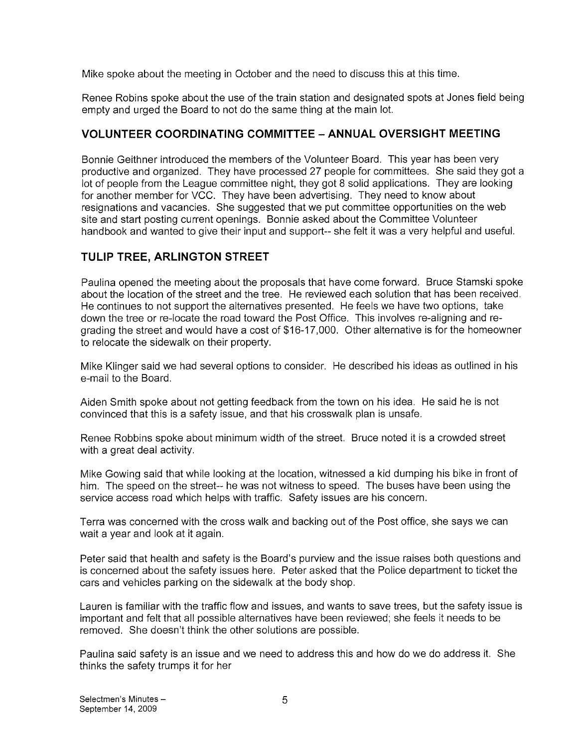Mike spoke about the meeting in October and the need to discuss this at this time.

Renee Robins spoke about the use of the train station and designated spots at Jones field being empty and urged the Board to not do the same thing at the main lot.

## VOLUNTEER COORDINATING COMMITTEE – ANNUAL OVERSIGHT MEETING

Bonnie Geithner introduced the members of the Volunteer Board. This year has been very productive and organized. They have processed 27 people for committees. She said they got a lot of people from the League committee night, they got 8 solid applications. They are looking for another member for VCC. They have been advertising. They need to know about resignations and vacancies. She suggested that we put committee opportunities on the web site and start posting current openings. Bonnie asked about the Committee Volunteer handbook and wanted to give their input and support-- she felt it was a very helpful and useful.

## TULIP TREE, ARLINGTON STREET

Paulina opened the meeting about the proposals that have come forward. Bruce Stamski spoke about the location of the street and the tree. He reviewed each solution that has been received. He continues to not support the alternatives presented. He feels we have two options, take down the tree or re-locate the road toward the Post Office. This involves re-aligning and re-grading the street and would have a cost of $16-17,000. Other alternative is for the homeowner to relocate the sidewalk on their property.

Mike Klinger said we had several options to consider. He described his ideas as outlined in his e-mail to the Board.

Aiden Smith spoke about not getting feedback from the town on his idea. He said he is not convinced that this is a safety issue, and that his crosswalk plan is unsafe.

Renee Robbins spoke about minimum width of the street. Bruce noted it is a crowded street with a great deal activity.

Mike Gowing said that while looking at the location, witnessed a kid dumping his bike in front of him. The speed on the street-- he was not witness to speed. The buses have been using the service access road which helps with traffic. Safety issues are his concern.

Terra was concerned with the cross walk and backing out of the Post office, she says we can wait a year and look at it again.

Peter said that health and safety is the Board's purview and the issue raises both questions and is concerned about the safety issues here. Peter asked that the Police department to ticket the cars and vehicles parking on the sidewalk at the body shop.

Lauren is familiar with the traffic flow and issues, and wants to save trees, but the safety issue is important and felt that all possible alternatives have been reviewed; she feels it needs to be removed. She doesn't think the other solutions are possible.

Paulina said safety is an issue and we need to address this and how do we do address it. She thinks the safety trumps it for her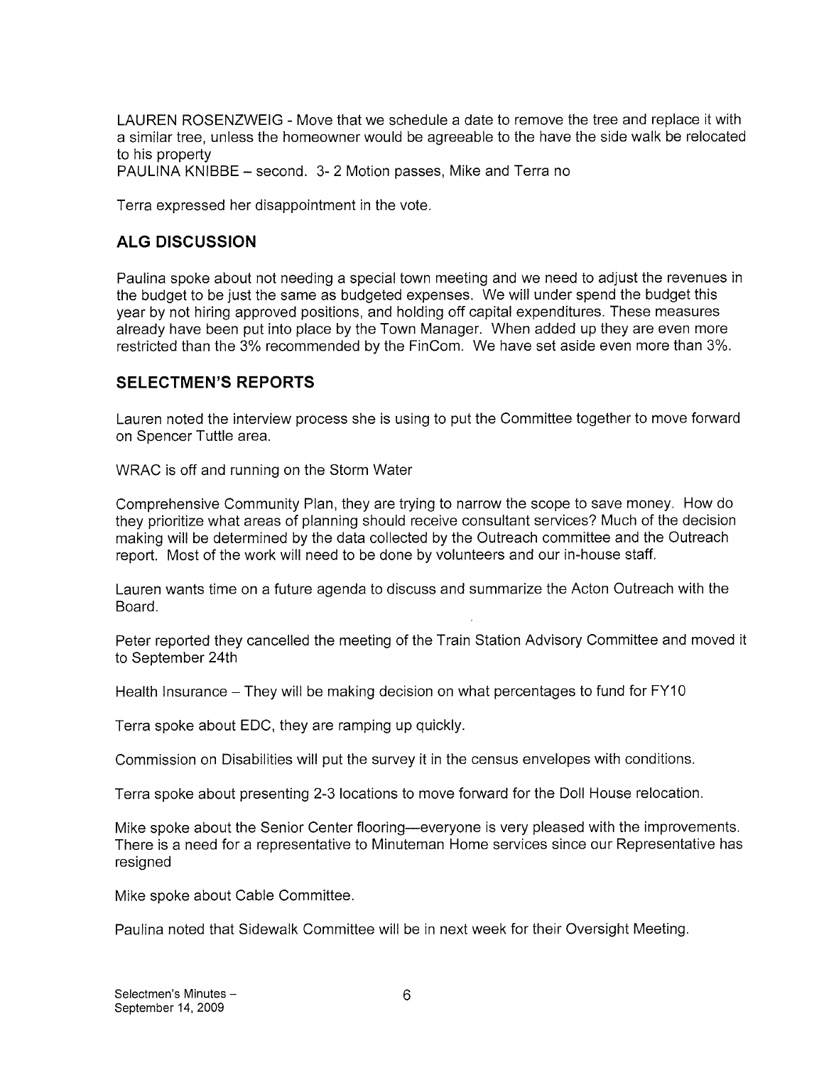LAUREN ROSENZWEIG - Move that we schedule a date to remove the tree and replace it with a similar tree, unless the homeowner would be agreeable to the have the side walk be relocated to his property
PAULINA KNIBBE – second. 3- 2 Motion passes, Mike and Terra no

Terra expressed her disappointment in the vote.

## ALG DISCUSSION

Paulina spoke about not needing a special town meeting and we need to adjust the revenues in the budget to be just the same as budgeted expenses. We will under spend the budget this year by not hiring approved positions, and holding off capital expenditures. These measures already have been put into place by the Town Manager. When added up they are even more restricted than the 3% recommended by the FinCom. We have set aside even more than 3%.

## SELECTMEN'S REPORTS

Lauren noted the interview process she is using to put the Committee together to move forward on Spencer Tuttle area.

WRAC is off and running on the Storm Water

Comprehensive Community Plan, they are trying to narrow the scope to save money. How do they prioritize what areas of planning should receive consultant services? Much of the decision making will be determined by the data collected by the Outreach committee and the Outreach report. Most of the work will need to be done by volunteers and our in-house staff.

Lauren wants time on a future agenda to discuss and summarize the Acton Outreach with the Board.

Peter reported they cancelled the meeting of the Train Station Advisory Committee and moved it to September 24th

Health Insurance – They will be making decision on what percentages to fund for FY10

Terra spoke about EDC, they are ramping up quickly.

Commission on Disabilities will put the survey it in the census envelopes with conditions.

Terra spoke about presenting 2-3 locations to move forward for the Doll House relocation.

Mike spoke about the Senior Center flooring—everyone is very pleased with the improvements. There is a need for a representative to Minuteman Home services since our Representative has resigned

Mike spoke about Cable Committee.

Paulina noted that Sidewalk Committee will be in next week for their Oversight Meeting.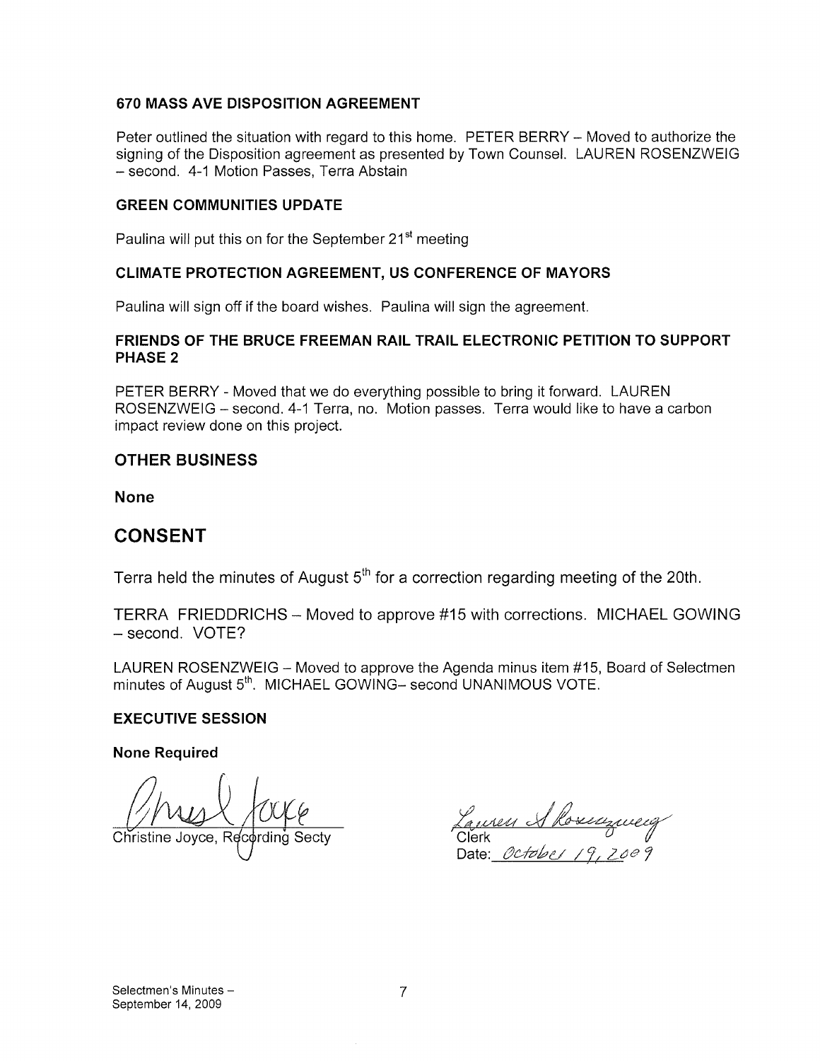### 670 MASS AVE DISPOSITION AGREEMENT

Peter outlined the situation with regard to this home. PETER BERRY – Moved to authorize the signing of the Disposition agreement as presented by Town Counsel. LAUREN ROSENZWEIG – second. 4-1 Motion Passes, Terra Abstain

### GREEN COMMUNITIES UPDATE

Paulina will put this on for the September 21st meeting

### CLIMATE PROTECTION AGREEMENT, US CONFERENCE OF MAYORS

Paulina will sign off if the board wishes. Paulina will sign the agreement.

### FRIENDS OF THE BRUCE FREEMAN RAIL TRAIL ELECTRONIC PETITION TO SUPPORT PHASE 2

PETER BERRY - Moved that we do everything possible to bring it forward. LAUREN ROSENZWEIG – second. 4-1 Terra, no. Motion passes. Terra would like to have a carbon impact review done on this project.

## OTHER BUSINESS

**None**

# CONSENT

Terra held the minutes of August 5th for a correction regarding meeting of the 20th.

TERRA FRIEDDRICHS – Moved to approve #15 with corrections. MICHAEL GOWING – second. VOTE?

LAUREN ROSENZWEIG – Moved to approve the Agenda minus item #15, Board of Selectmen minutes of August 5th. MICHAEL GOWING– second UNANIMOUS VOTE.

### EXECUTIVE SESSION

**None Required**

Christine Joyce, Recording Secty

Clerk
Date: October 19, 2009

Selectmen's Minutes –
September 14, 2009